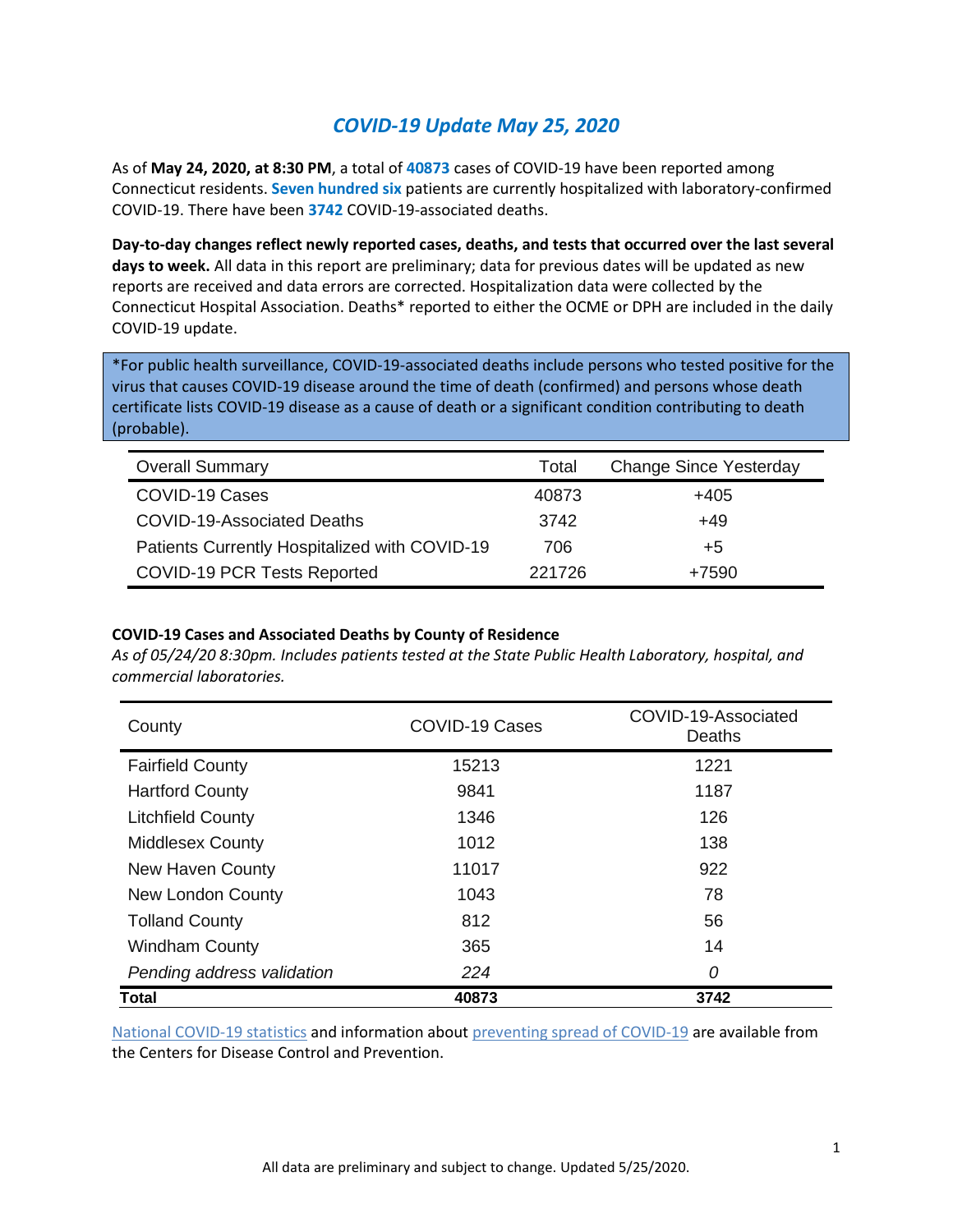# *COVID-19 Update May 25, 2020*

As of **May 24, 2020, at 8:30 PM**, a total of **40873** cases of COVID-19 have been reported among Connecticut residents. **Seven hundred six** patients are currently hospitalized with laboratory-confirmed COVID-19. There have been **3742** COVID-19-associated deaths.

**Day-to-day changes reflect newly reported cases, deaths, and tests that occurred over the last several days to week.** All data in this report are preliminary; data for previous dates will be updated as new reports are received and data errors are corrected. Hospitalization data were collected by the Connecticut Hospital Association. Deaths* reported to either the OCME or DPH are included in the daily COVID-19 update.

*For public health surveillance, COVID-19-associated deaths include persons who tested positive for the virus that causes COVID-19 disease around the time of death (confirmed) and persons whose death certificate lists COVID-19 disease as a cause of death or a significant condition contributing to death (probable).

| Overall Summary | Total | Change Since Yesterday |
|---|---|---|
| COVID-19 Cases | 40873 | +405 |
| COVID-19-Associated Deaths | 3742 | +49 |
| Patients Currently Hospitalized with COVID-19 | 706 | +5 |
| COVID-19 PCR Tests Reported | 221726 | +7590 |

**COVID-19 Cases and Associated Deaths by County of Residence**

*As of 05/24/20 8:30pm. Includes patients tested at the State Public Health Laboratory, hospital, and commercial laboratories.*

| County | COVID-19 Cases | COVID-19-Associated Deaths |
|---|---|---|
| Fairfield County | 15213 | 1221 |
| Hartford County | 9841 | 1187 |
| Litchfield County | 1346 | 126 |
| Middlesex County | 1012 | 138 |
| New Haven County | 11017 | 922 |
| New London County | 1043 | 78 |
| Tolland County | 812 | 56 |
| Windham County | 365 | 14 |
| *Pending address validation* | *224* | *0* |
| **Total** | **40873** | **3742** |

National COVID-19 statistics and information about preventing spread of COVID-19 are available from the Centers for Disease Control and Prevention.

All data are preliminary and subject to change. Updated 5/25/2020.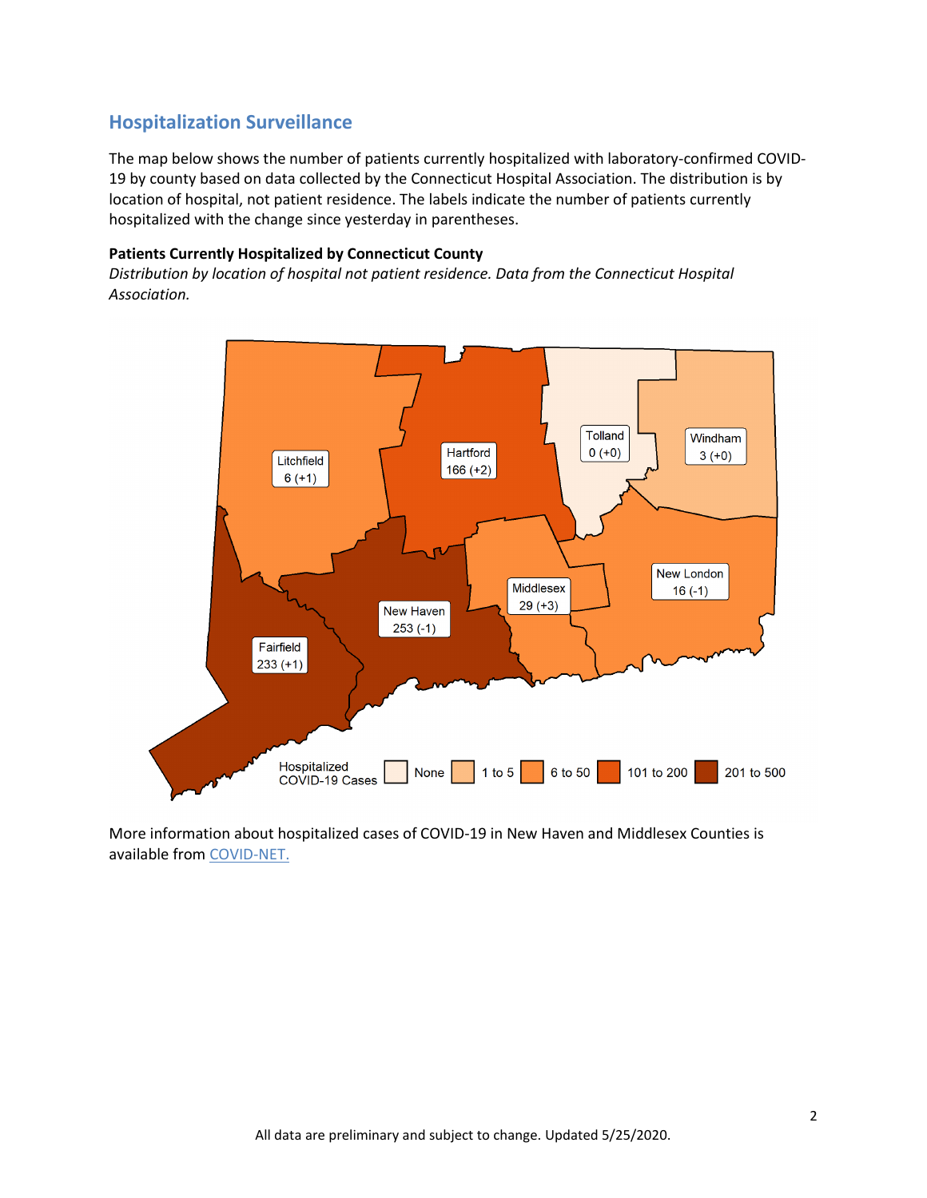## Hospitalization Surveillance

The map below shows the number of patients currently hospitalized with laboratory-confirmed COVID-19 by county based on data collected by the Connecticut Hospital Association. The distribution is by location of hospital, not patient residence. The labels indicate the number of patients currently hospitalized with the change since yesterday in parentheses.

**Patients Currently Hospitalized by Connecticut County**

*Distribution by location of hospital not patient residence. Data from the Connecticut Hospital Association.*

Litchfield 6 (+1)

Hartford 166 (+2)

Tolland 0 (+0)

Windham 3 (+0)

New London 16 (-1)

Middlesex 29 (+3)

New Haven 253 (-1)

Fairfield 233 (+1)

Hospitalized COVID-19 Cases: None, 1 to 5, 6 to 50, 101 to 200, 201 to 500

More information about hospitalized cases of COVID-19 in New Haven and Middlesex Counties is available from COVID-NET.

All data are preliminary and subject to change. Updated 5/25/2020.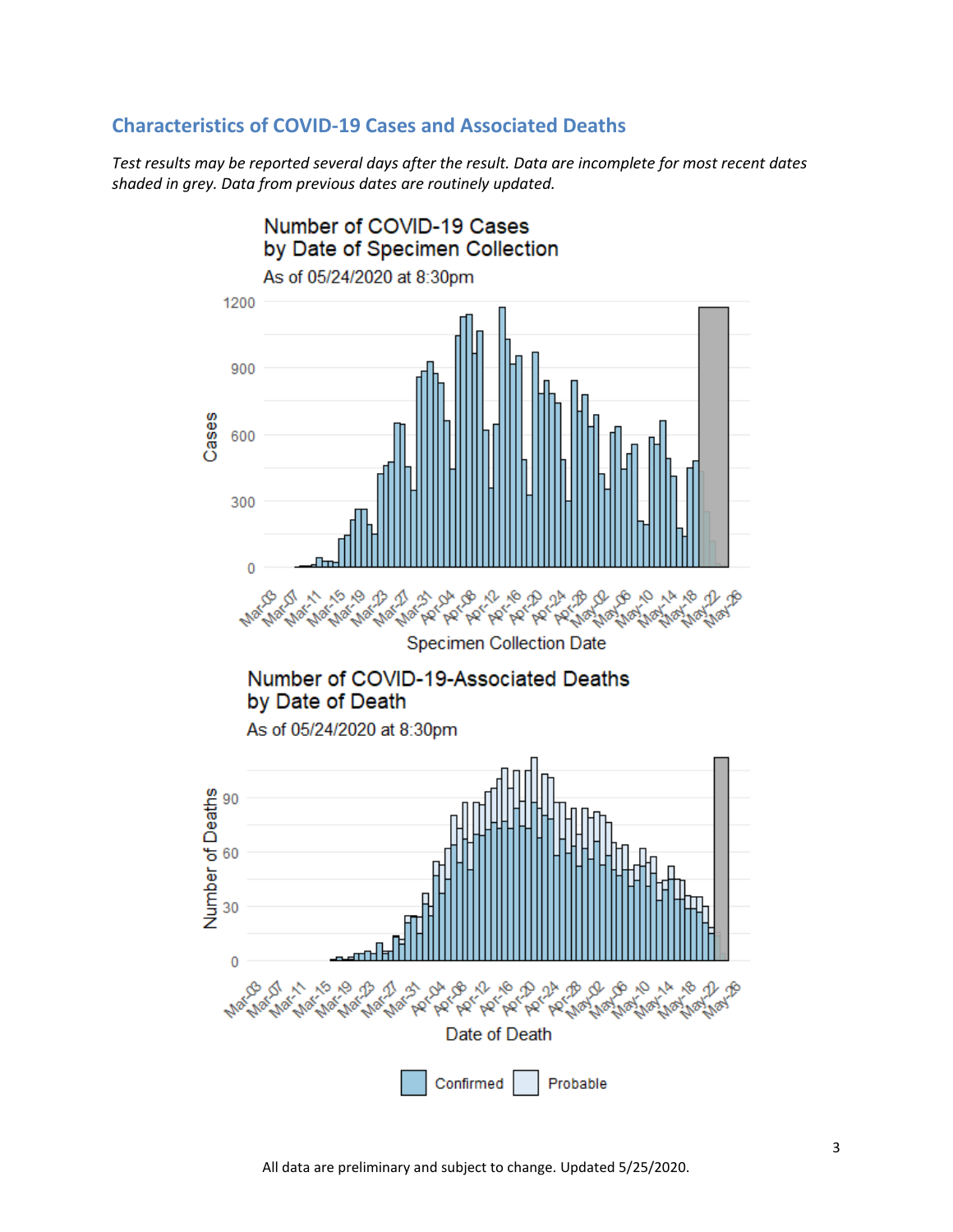## Characteristics of COVID-19 Cases and Associated Deaths

*Test results may be reported several days after the result. Data are incomplete for most recent dates shaded in grey. Data from previous dates are routinely updated.*

All data are preliminary and subject to change. Updated 5/25/2020.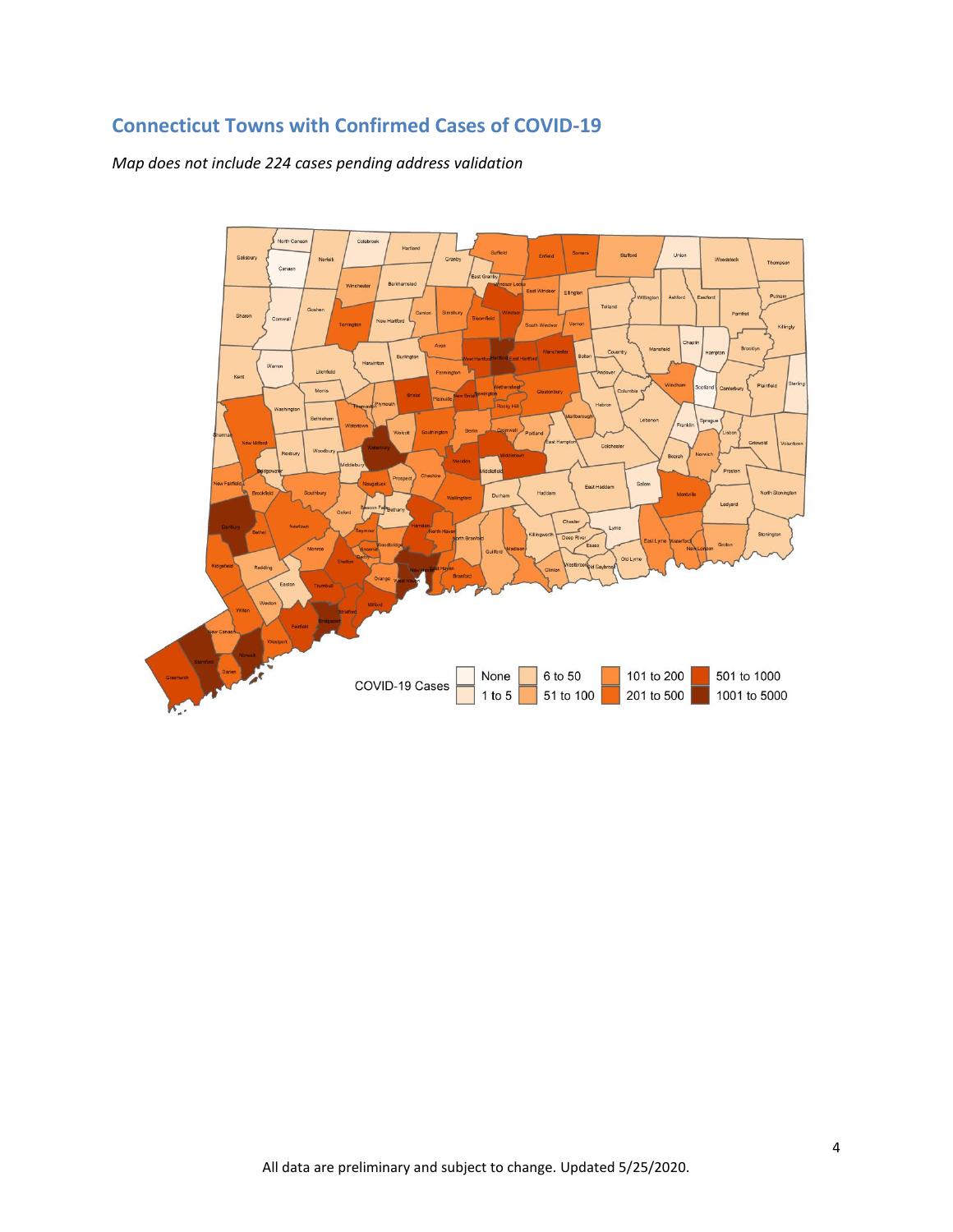## Connecticut Towns with Confirmed Cases of COVID-19

*Map does not include 224 cases pending address validation*

COVID-19 Cases: None | 1 to 5 | 6 to 50 | 51 to 100 | 101 to 200 | 201 to 500 | 501 to 1000 | 1001 to 5000

All data are preliminary and subject to change. Updated 5/25/2020.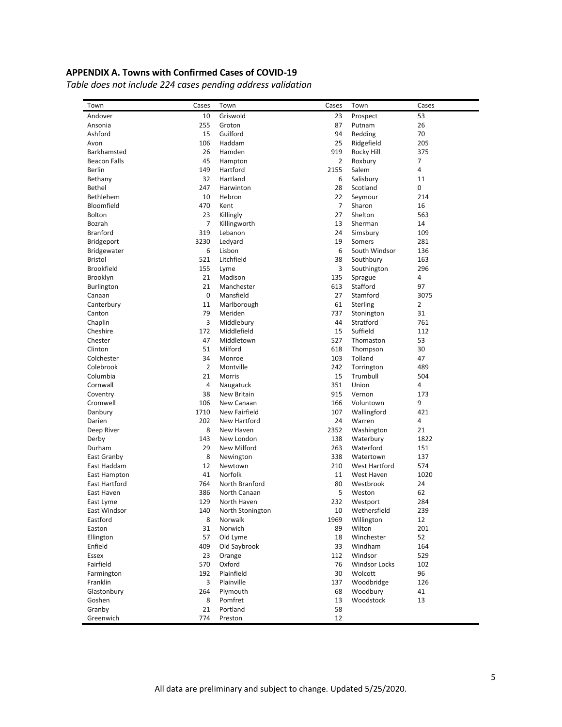### APPENDIX A. Towns with Confirmed Cases of COVID-19

*Table does not include 224 cases pending address validation*

| Town | Cases | Town | Cases | Town | Cases |
|---|---|---|---|---|---|
| Andover | 10 | Griswold | 23 | Prospect | 53 |
| Ansonia | 255 | Groton | 87 | Putnam | 26 |
| Ashford | 15 | Guilford | 94 | Redding | 70 |
| Avon | 106 | Haddam | 25 | Ridgefield | 205 |
| Barkhamsted | 26 | Hamden | 919 | Rocky Hill | 375 |
| Beacon Falls | 45 | Hampton | 2 | Roxbury | 7 |
| Berlin | 149 | Hartford | 2155 | Salem | 4 |
| Bethany | 32 | Hartland | 6 | Salisbury | 11 |
| Bethel | 247 | Harwinton | 28 | Scotland | 0 |
| Bethlehem | 10 | Hebron | 22 | Seymour | 214 |
| Bloomfield | 470 | Kent | 7 | Sharon | 16 |
| Bolton | 23 | Killingly | 27 | Shelton | 563 |
| Bozrah | 7 | Killingworth | 13 | Sherman | 14 |
| Branford | 319 | Lebanon | 24 | Simsbury | 109 |
| Bridgeport | 3230 | Ledyard | 19 | Somers | 281 |
| Bridgewater | 6 | Lisbon | 6 | South Windsor | 136 |
| Bristol | 521 | Litchfield | 38 | Southbury | 163 |
| Brookfield | 155 | Lyme | 3 | Southington | 296 |
| Brooklyn | 21 | Madison | 135 | Sprague | 4 |
| Burlington | 21 | Manchester | 613 | Stafford | 97 |
| Canaan | 0 | Mansfield | 27 | Stamford | 3075 |
| Canterbury | 11 | Marlborough | 61 | Sterling | 2 |
| Canton | 79 | Meriden | 737 | Stonington | 31 |
| Chaplin | 3 | Middlebury | 44 | Stratford | 761 |
| Cheshire | 172 | Middlefield | 15 | Suffield | 112 |
| Chester | 47 | Middletown | 527 | Thomaston | 53 |
| Clinton | 51 | Milford | 618 | Thompson | 30 |
| Colchester | 34 | Monroe | 103 | Tolland | 47 |
| Colebrook | 2 | Montville | 242 | Torrington | 489 |
| Columbia | 21 | Morris | 15 | Trumbull | 504 |
| Cornwall | 4 | Naugatuck | 351 | Union | 4 |
| Coventry | 38 | New Britain | 915 | Vernon | 173 |
| Cromwell | 106 | New Canaan | 166 | Voluntown | 9 |
| Danbury | 1710 | New Fairfield | 107 | Wallingford | 421 |
| Darien | 202 | New Hartford | 24 | Warren | 4 |
| Deep River | 8 | New Haven | 2352 | Washington | 21 |
| Derby | 143 | New London | 138 | Waterbury | 1822 |
| Durham | 29 | New Milford | 263 | Waterford | 151 |
| East Granby | 8 | Newington | 338 | Watertown | 137 |
| East Haddam | 12 | Newtown | 210 | West Hartford | 574 |
| East Hampton | 41 | Norfolk | 11 | West Haven | 1020 |
| East Hartford | 764 | North Branford | 80 | Westbrook | 24 |
| East Haven | 386 | North Canaan | 5 | Weston | 62 |
| East Lyme | 129 | North Haven | 232 | Westport | 284 |
| East Windsor | 140 | North Stonington | 10 | Wethersfield | 239 |
| Eastford | 8 | Norwalk | 1969 | Willington | 12 |
| Easton | 31 | Norwich | 89 | Wilton | 201 |
| Ellington | 57 | Old Lyme | 18 | Winchester | 52 |
| Enfield | 409 | Old Saybrook | 33 | Windham | 164 |
| Essex | 23 | Orange | 112 | Windsor | 529 |
| Fairfield | 570 | Oxford | 76 | Windsor Locks | 102 |
| Farmington | 192 | Plainfield | 30 | Wolcott | 96 |
| Franklin | 3 | Plainville | 137 | Woodbridge | 126 |
| Glastonbury | 264 | Plymouth | 68 | Woodbury | 41 |
| Goshen | 8 | Pomfret | 13 | Woodstock | 13 |
| Granby | 21 | Portland | 58 | | |
| Greenwich | 774 | Preston | 12 | | |

All data are preliminary and subject to change. Updated 5/25/2020.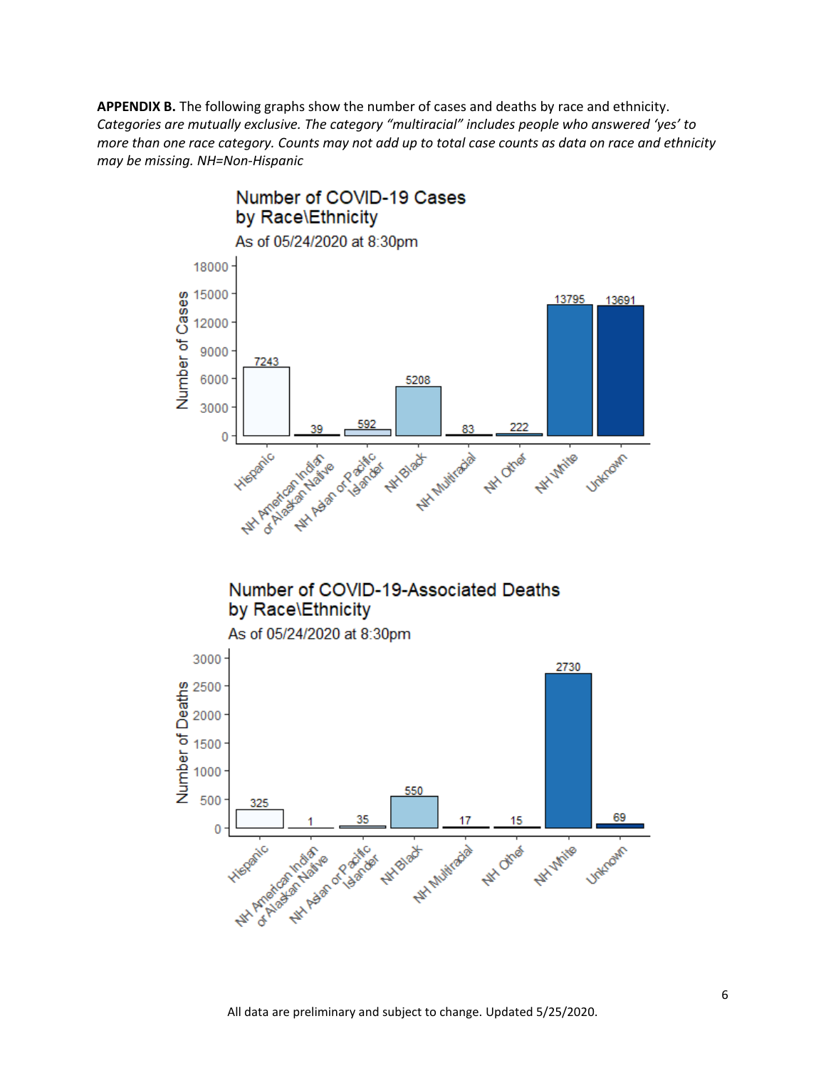**APPENDIX B.** The following graphs show the number of cases and deaths by race and ethnicity. *Categories are mutually exclusive. The category "multiracial" includes people who answered 'yes' to more than one race category. Counts may not add up to total case counts as data on race and ethnicity may be missing. NH=Non-Hispanic*

## Number of COVID-19 Cases by Race\Ethnicity

As of 05/24/2020 at 8:30pm

| Race\Ethnicity | Number of Cases |
|---|---|
| Hispanic | 7243 |
| NH American Indian or Alaskan Native | 39 |
| NH Asian or Pacific Islander | 592 |
| NH Black | 5208 |
| NH Multiracial | 83 |
| NH Other | 222 |
| NH White | 13795 |
| Unknown | 13691 |

## Number of COVID-19-Associated Deaths by Race\Ethnicity

As of 05/24/2020 at 8:30pm

| Race\Ethnicity | Number of Deaths |
|---|---|
| Hispanic | 325 |
| NH American Indian or Alaskan Native | 1 |
| NH Asian or Pacific Islander | 35 |
| NH Black | 550 |
| NH Multiracial | 17 |
| NH Other | 15 |
| NH White | 2730 |
| Unknown | 69 |

All data are preliminary and subject to change. Updated 5/25/2020.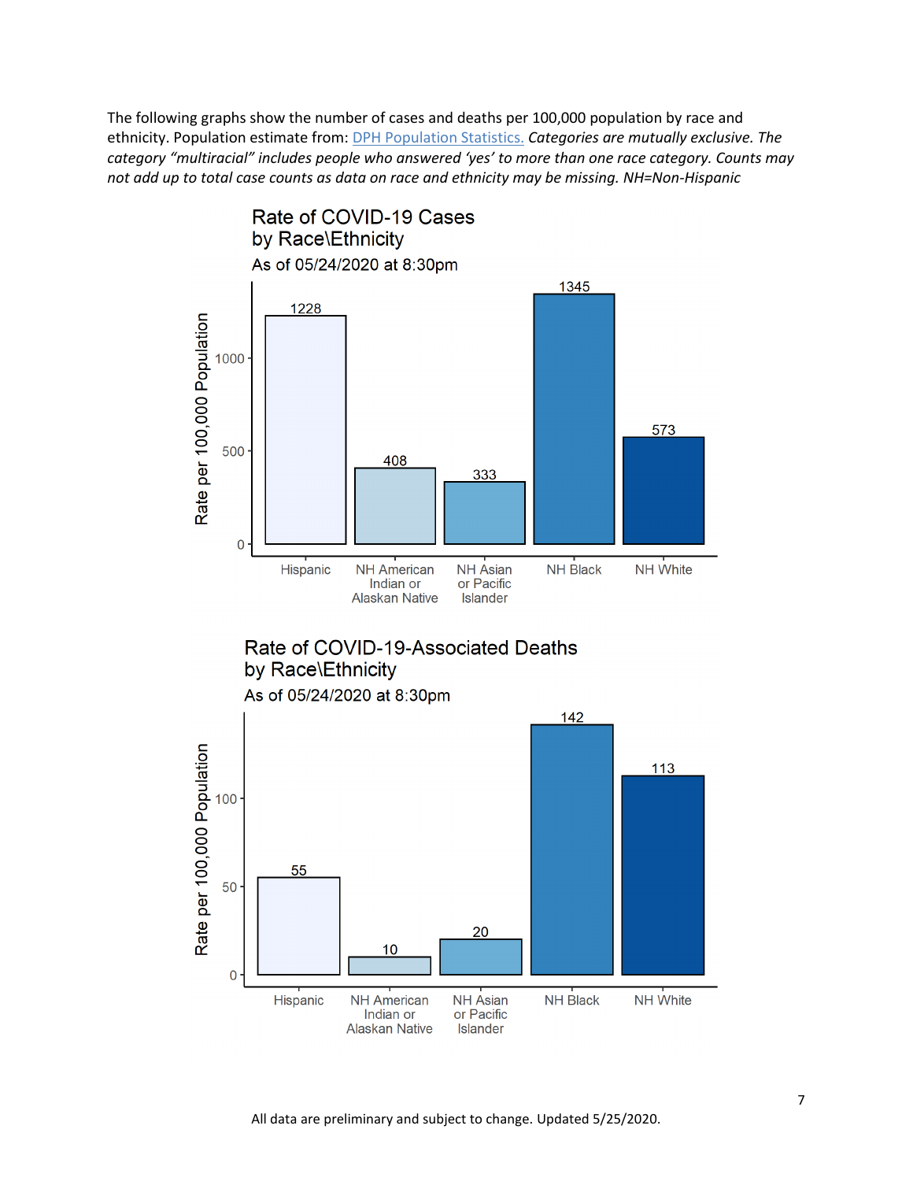The following graphs show the number of cases and deaths per 100,000 population by race and ethnicity. Population estimate from: [DPH Population Statistics.](#) *Categories are mutually exclusive. The category "multiracial" includes people who answered 'yes' to more than one race category. Counts may not add up to total case counts as data on race and ethnicity may be missing. NH=Non-Hispanic*

Rate of COVID-19 Cases
by Race\Ethnicity
As of 05/24/2020 at 8:30pm

Rate per 100,000 Population

0
500
1000

1228
408
333
1345
573

Hispanic
NH American Indian or Alaskan Native
NH Asian or Pacific Islander
NH Black
NH White

Rate of COVID-19-Associated Deaths
by Race\Ethnicity
As of 05/24/2020 at 8:30pm

Rate per 100,000 Population

0
50
100

55
10
20
142
113

Hispanic
NH American Indian or Alaskan Native
NH Asian or Pacific Islander
NH Black
NH White

All data are preliminary and subject to change. Updated 5/25/2020.